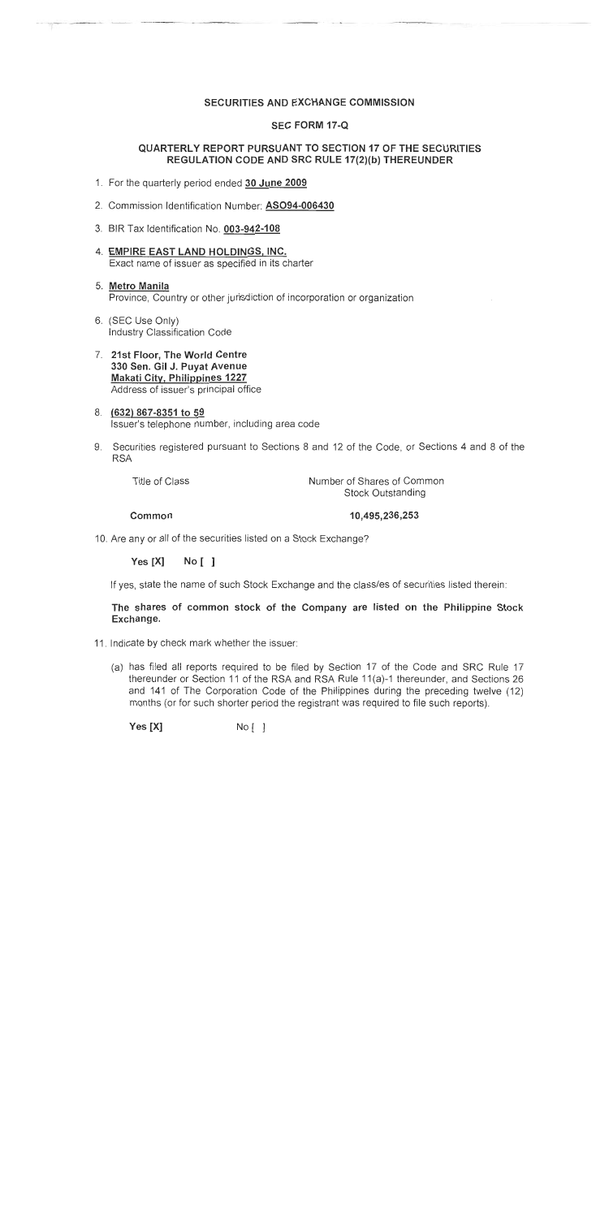## SECURITIES AND EXCHANGE COMMISSION

### SEC FORM 17-Q

### QUARTERLY REPORT PURSUANT TO SECTION 17 OF THE SECURITIES REGULATION CODE AND SRC RULE 17(2)(b) THEREUNDER

1. For the quarterly period ended **30 June 2009**

2. Commission Identification Number: **ASO94-006430**

3. BIR Tax Identification No. **003-942-108**

4. **EMPIRE EAST LAND HOLDINGS, INC.**
   Exact name of issuer as specified in its charter

5. **Metro Manila**
   Province, Country or other jurisdiction of incorporation or organization

6. (SEC Use Only)
   Industry Classification Code

7. **21st Floor, The World Centre**
   **330 Sen. Gil J. Puyat Avenue**
   **Makati City, Philippines 1227**
   Address of issuer's principal office

8. **(632) 867-8351 to 59**
   Issuer's telephone number, including area code

9. Securities registered pursuant to Sections 8 and 12 of the Code, or Sections 4 and 8 of the RSA

| Title of Class | Number of Shares of Common Stock Outstanding |
|---|---|
| **Common** | **10,495,236,253** |

10. Are any or all of the securities listed on a Stock Exchange?

    **Yes [X]** **No [ ]**

    If yes, state the name of such Stock Exchange and the class/es of securities listed therein:

    **The shares of common stock of the Company are listed on the Philippine Stock Exchange.**

11. Indicate by check mark whether the issuer:

    (a) has filed all reports required to be filed by Section 17 of the Code and SRC Rule 17 thereunder or Section 11 of the RSA and RSA Rule 11(a)-1 thereunder, and Sections 26 and 141 of The Corporation Code of the Philippines during the preceding twelve (12) months (or for such shorter period the registrant was required to file such reports).

    **Yes [X]** No [ ]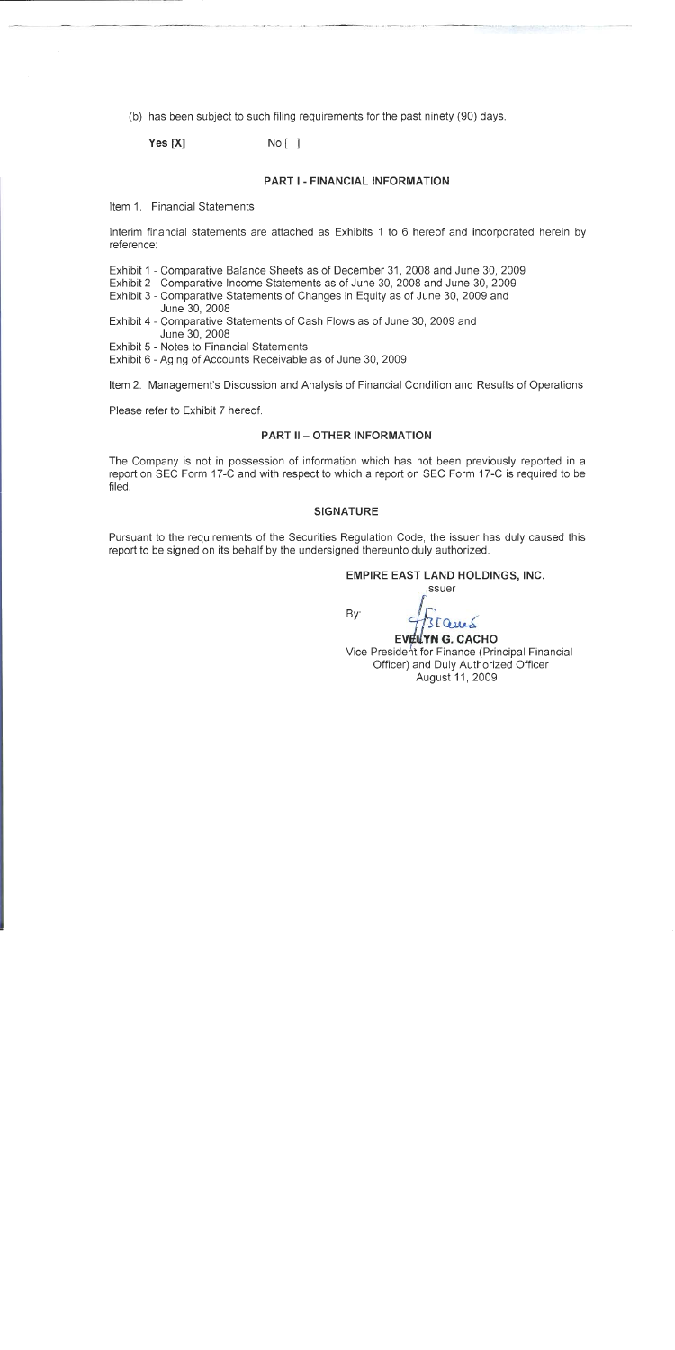(b) has been subject to such filing requirements for the past ninety (90) days.

**Yes [X]** No [ ]

## PART I - FINANCIAL INFORMATION

Item 1. Financial Statements

Interim financial statements are attached as Exhibits 1 to 6 hereof and incorporated herein by reference:

Exhibit 1 - Comparative Balance Sheets as of December 31, 2008 and June 30, 2009
Exhibit 2 - Comparative Income Statements as of June 30, 2008 and June 30, 2009
Exhibit 3 - Comparative Statements of Changes in Equity as of June 30, 2009 and June 30, 2008
Exhibit 4 - Comparative Statements of Cash Flows as of June 30, 2009 and June 30, 2008
Exhibit 5 - Notes to Financial Statements
Exhibit 6 - Aging of Accounts Receivable as of June 30, 2009

Item 2. Management's Discussion and Analysis of Financial Condition and Results of Operations

Please refer to Exhibit 7 hereof.

## PART II – OTHER INFORMATION

The Company is not in possession of information which has not been previously reported in a report on SEC Form 17-C and with respect to which a report on SEC Form 17-C is required to be filed.

## SIGNATURE

Pursuant to the requirements of the Securities Regulation Code, the issuer has duly caused this report to be signed on its behalf by the undersigned thereunto duly authorized.

**EMPIRE EAST LAND HOLDINGS, INC.**
Issuer

By:

**EVELYN G. CACHO**
Vice President for Finance (Principal Financial Officer) and Duly Authorized Officer
August 11, 2009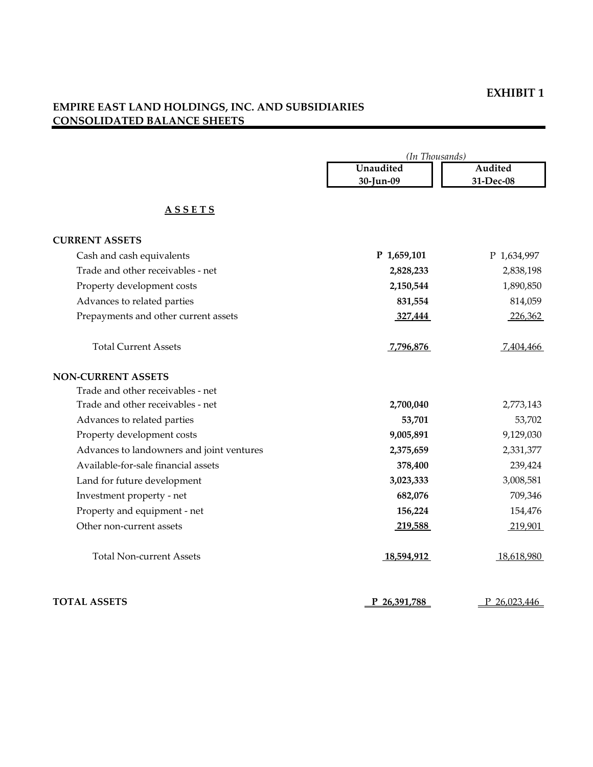**EXHIBIT 1**

**EMPIRE EAST LAND HOLDINGS, INC. AND SUBSIDIARIES**
**CONSOLIDATED BALANCE SHEETS**

| | *(In Thousands)* | |
|---|---|---|
| | **Unaudited 30-Jun-09** | **Audited 31-Dec-08** |
| **A S S E T S** | | |
| **CURRENT ASSETS** | | |
| Cash and cash equivalents | **P 1,659,101** | P 1,634,997 |
| Trade and other receivables - net | **2,828,233** | 2,838,198 |
| Property development costs | **2,150,544** | 1,890,850 |
| Advances to related parties | **831,554** | 814,059 |
| Prepayments and other current assets | **327,444** | 226,362 |
| Total Current Assets | **7,796,876** | 7,404,466 |
| **NON-CURRENT ASSETS** | | |
| Trade and other receivables - net | | |
| Trade and other receivables - net | **2,700,040** | 2,773,143 |
| Advances to related parties | **53,701** | 53,702 |
| Property development costs | **9,005,891** | 9,129,030 |
| Advances to landowners and joint ventures | **2,375,659** | 2,331,377 |
| Available-for-sale financial assets | **378,400** | 239,424 |
| Land for future development | **3,023,333** | 3,008,581 |
| Investment property - net | **682,076** | 709,346 |
| Property and equipment - net | **156,224** | 154,476 |
| Other non-current assets | **219,588** | 219,901 |
| Total Non-current Assets | **18,594,912** | 18,618,980 |
| **TOTAL ASSETS** | **P 26,391,788** | P 26,023,446 |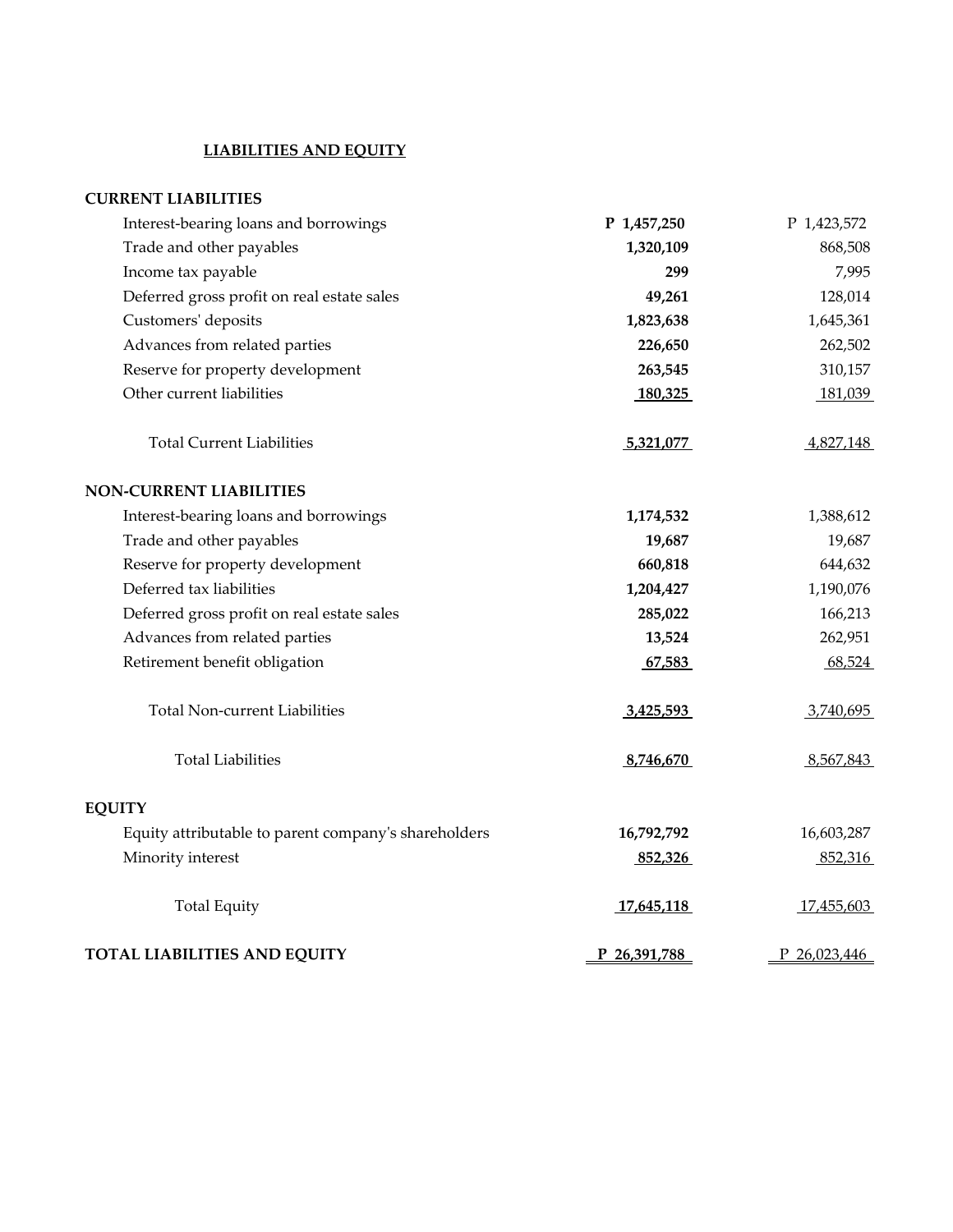## LIABILITIES AND EQUITY

| | | |
|---|---|---|
| **CURRENT LIABILITIES** | | |
| Interest-bearing loans and borrowings | **P 1,457,250** | P 1,423,572 |
| Trade and other payables | **1,320,109** | 868,508 |
| Income tax payable | **299** | 7,995 |
| Deferred gross profit on real estate sales | **49,261** | 128,014 |
| Customers' deposits | **1,823,638** | 1,645,361 |
| Advances from related parties | **226,650** | 262,502 |
| Reserve for property development | **263,545** | 310,157 |
| Other current liabilities | **180,325** | 181,039 |
| Total Current Liabilities | **5,321,077** | 4,827,148 |
| **NON-CURRENT LIABILITIES** | | |
| Interest-bearing loans and borrowings | **1,174,532** | 1,388,612 |
| Trade and other payables | **19,687** | 19,687 |
| Reserve for property development | **660,818** | 644,632 |
| Deferred tax liabilities | **1,204,427** | 1,190,076 |
| Deferred gross profit on real estate sales | **285,022** | 166,213 |
| Advances from related parties | **13,524** | 262,951 |
| Retirement benefit obligation | **67,583** | 68,524 |
| Total Non-current Liabilities | **3,425,593** | 3,740,695 |
| Total Liabilities | **8,746,670** | 8,567,843 |
| **EQUITY** | | |
| Equity attributable to parent company's shareholders | **16,792,792** | 16,603,287 |
| Minority interest | **852,326** | 852,316 |
| Total Equity | **17,645,118** | 17,455,603 |
| **TOTAL LIABILITIES AND EQUITY** | **P 26,391,788** | P 26,023,446 |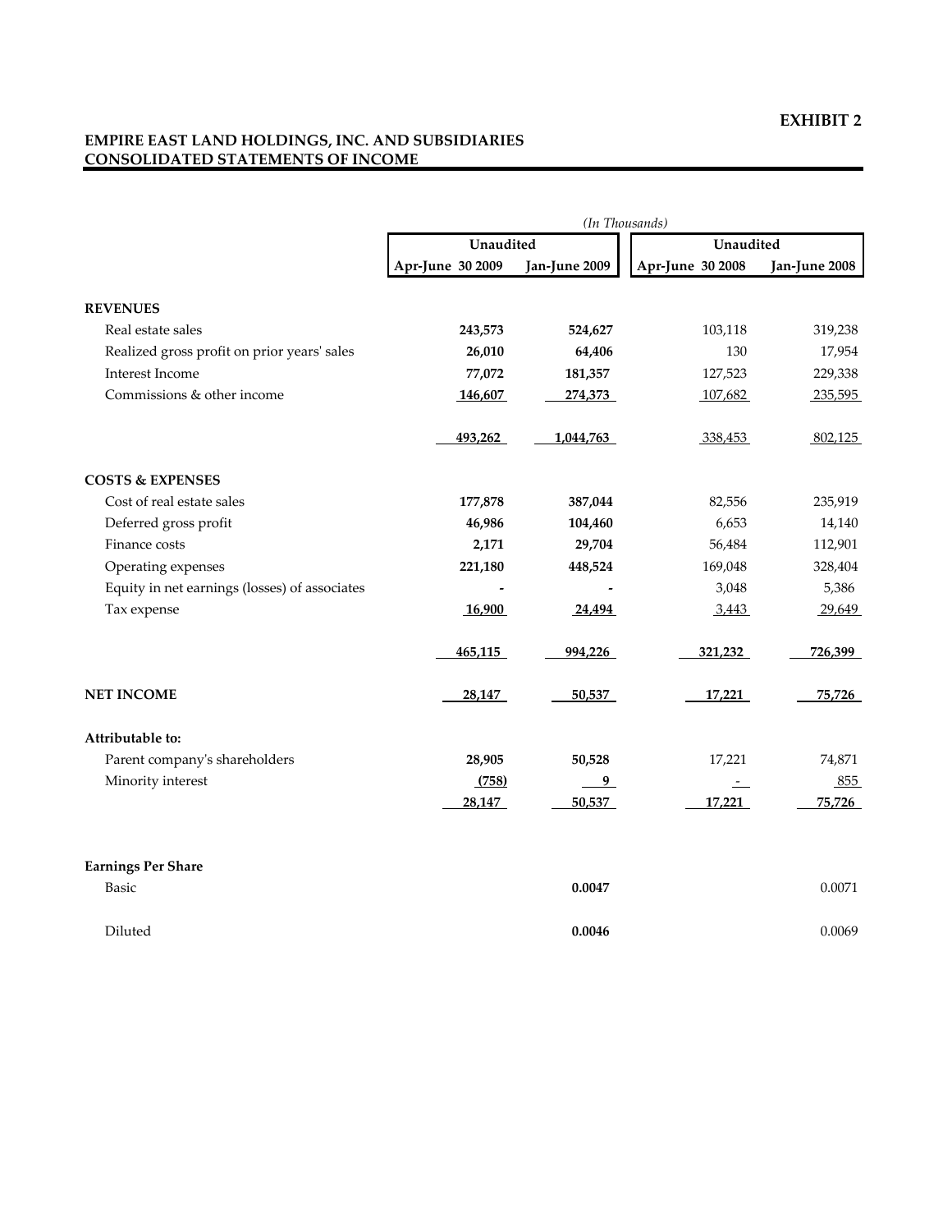**EXHIBIT 2**

**EMPIRE EAST LAND HOLDINGS, INC. AND SUBSIDIARIES**
**CONSOLIDATED STATEMENTS OF INCOME**

*(In Thousands)*

| | Unaudited | | Unaudited | |
|---|---|---|---|---|
| | Apr-June 30 2009 | Jan-June 2009 | Apr-June 30 2008 | Jan-June 2008 |
| **REVENUES** | | | | |
| Real estate sales | **243,573** | **524,627** | 103,118 | 319,238 |
| Realized gross profit on prior years' sales | **26,010** | **64,406** | 130 | 17,954 |
| Interest Income | **77,072** | **181,357** | 127,523 | 229,338 |
| Commissions & other income | **146,607** | **274,373** | 107,682 | 235,595 |
| | **493,262** | **1,044,763** | 338,453 | 802,125 |
| **COSTS & EXPENSES** | | | | |
| Cost of real estate sales | **177,878** | **387,044** | 82,556 | 235,919 |
| Deferred gross profit | **46,986** | **104,460** | 6,653 | 14,140 |
| Finance costs | **2,171** | **29,704** | 56,484 | 112,901 |
| Operating expenses | **221,180** | **448,524** | 169,048 | 328,404 |
| Equity in net earnings (losses) of associates | **-** | **-** | 3,048 | 5,386 |
| Tax expense | **16,900** | **24,494** | 3,443 | 29,649 |
| | **465,115** | **994,226** | **321,232** | **726,399** |
| **NET INCOME** | **28,147** | **50,537** | **17,221** | **75,726** |
| **Attributable to:** | | | | |
| Parent company's shareholders | **28,905** | **50,528** | 17,221 | 74,871 |
| Minority interest | **(758)** | **9** | - | 855 |
| | **28,147** | **50,537** | **17,221** | **75,726** |
| **Earnings Per Share** | | | | |
| Basic | | **0.0047** | | 0.0071 |
| Diluted | | **0.0046** | | 0.0069 |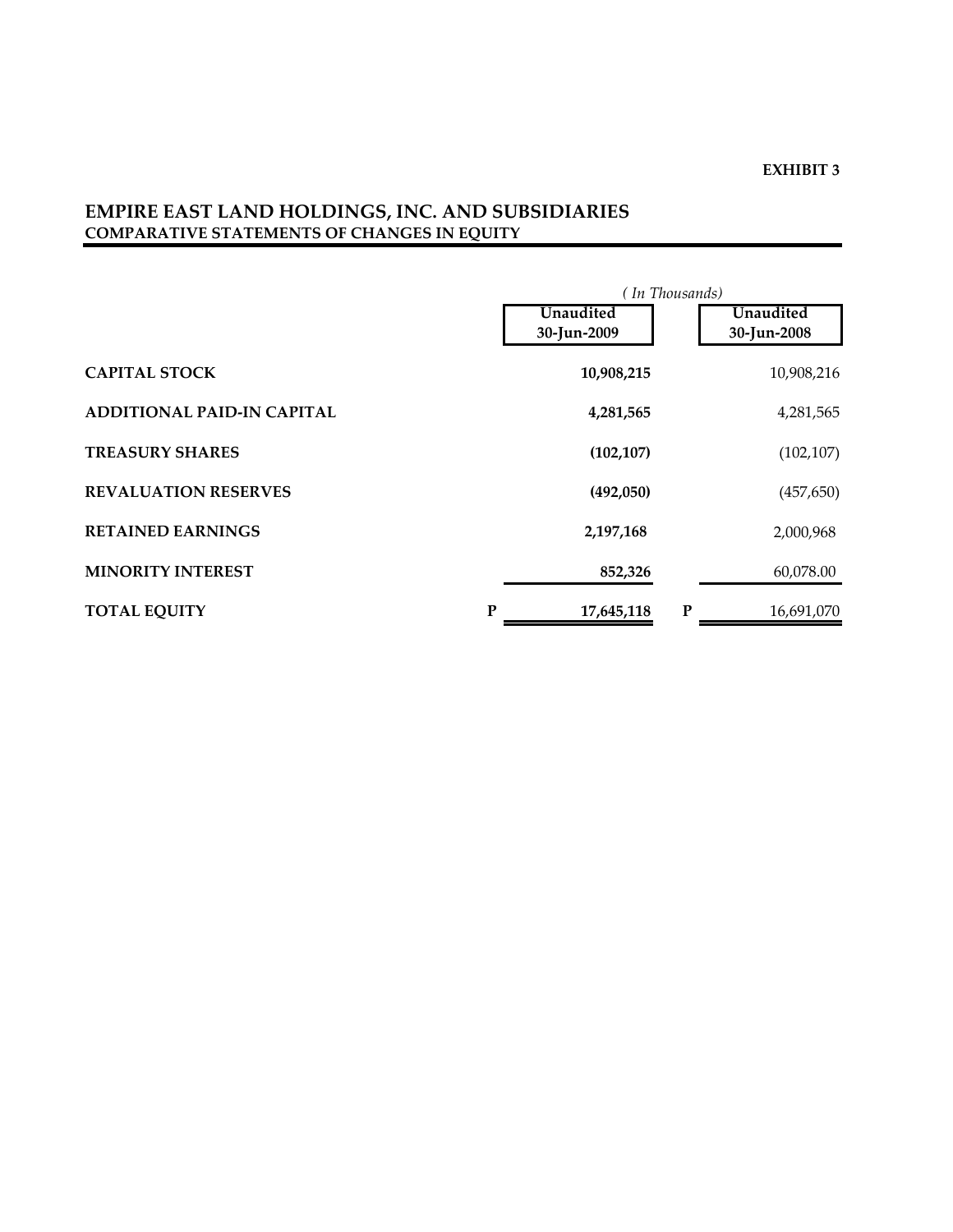**EXHIBIT 3**

# EMPIRE EAST LAND HOLDINGS, INC. AND SUBSIDIARIES

## COMPARATIVE STATEMENTS OF CHANGES IN EQUITY

| | *( In Thousands)* | |
|---|---|---|
| | **Unaudited 30-Jun-2009** | **Unaudited 30-Jun-2008** |
| **CAPITAL STOCK** | **10,908,215** | 10,908,216 |
| **ADDITIONAL PAID-IN CAPITAL** | **4,281,565** | 4,281,565 |
| **TREASURY SHARES** | **(102,107)** | (102,107) |
| **REVALUATION RESERVES** | **(492,050)** | (457,650) |
| **RETAINED EARNINGS** | **2,197,168** | 2,000,968 |
| **MINORITY INTEREST** | **852,326** | 60,078.00 |
| **TOTAL EQUITY** | **P 17,645,118** | P 16,691,070 |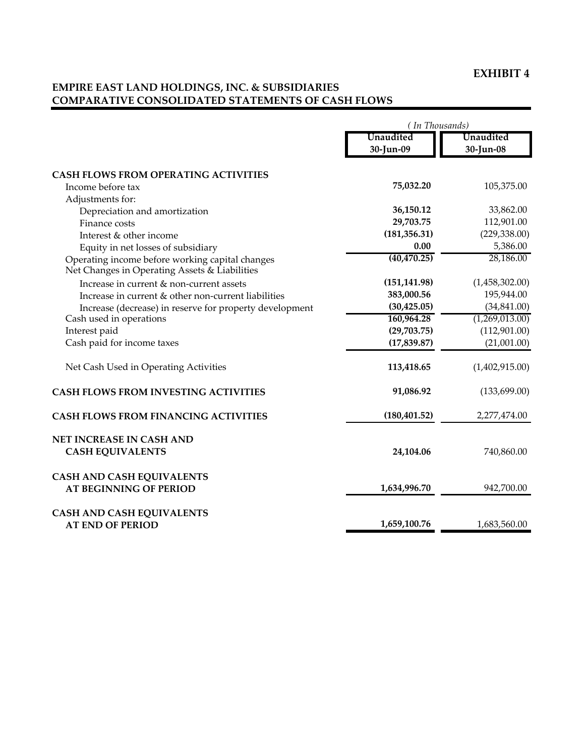**EXHIBIT 4**

**EMPIRE EAST LAND HOLDINGS, INC. & SUBSIDIARIES**
**COMPARATIVE CONSOLIDATED STATEMENTS OF CASH FLOWS**

| | *( In Thousands)* | |
|---|---|---|
| | **Unaudited 30-Jun-09** | **Unaudited 30-Jun-08** |
| **CASH FLOWS FROM OPERATING ACTIVITIES** | | |
| Income before tax | **75,032.20** | 105,375.00 |
| Adjustments for: | | |
| Depreciation and amortization | **36,150.12** | 33,862.00 |
| Finance costs | **29,703.75** | 112,901.00 |
| Interest & other income | **(181,356.31)** | (229,338.00) |
| Equity in net losses of subsidiary | **0.00** | 5,386.00 |
| Operating income before working capital changes | **(40,470.25)** | 28,186.00 |
| Net Changes in Operating Assets & Liabilities | | |
| Increase in current & non-current assets | **(151,141.98)** | (1,458,302.00) |
| Increase in current & other non-current liabilities | **383,000.56** | 195,944.00 |
| Increase (decrease) in reserve for property development | **(30,425.05)** | (34,841.00) |
| Cash used in operations | **160,964.28** | (1,269,013.00) |
| Interest paid | **(29,703.75)** | (112,901.00) |
| Cash paid for income taxes | **(17,839.87)** | (21,001.00) |
| Net Cash Used in Operating Activities | **113,418.65** | (1,402,915.00) |
| **CASH FLOWS FROM INVESTING ACTIVITIES** | **91,086.92** | (133,699.00) |
| **CASH FLOWS FROM FINANCING ACTIVITIES** | **(180,401.52)** | 2,277,474.00 |
| **NET INCREASE IN CASH AND CASH EQUIVALENTS** | **24,104.06** | 740,860.00 |
| **CASH AND CASH EQUIVALENTS AT BEGINNING OF PERIOD** | **1,634,996.70** | 942,700.00 |
| **CASH AND CASH EQUIVALENTS AT END OF PERIOD** | **1,659,100.76** | 1,683,560.00 |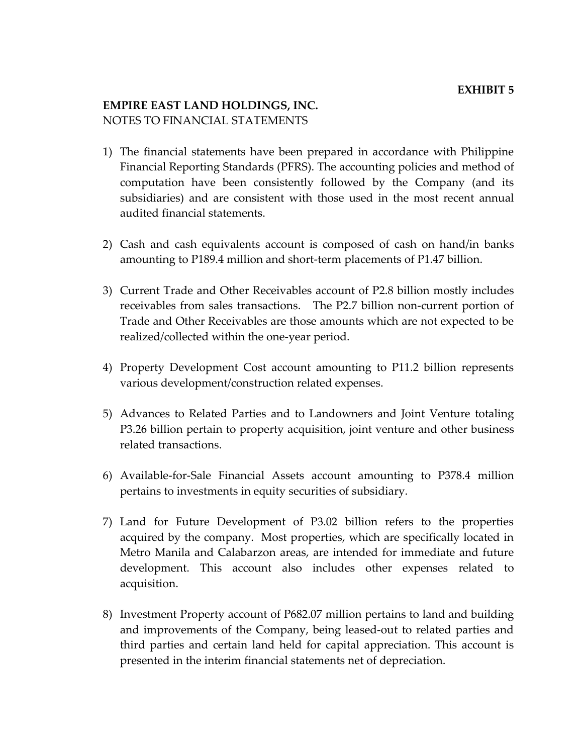**EXHIBIT 5**

**EMPIRE EAST LAND HOLDINGS, INC.**
NOTES TO FINANCIAL STATEMENTS

1) The financial statements have been prepared in accordance with Philippine Financial Reporting Standards (PFRS). The accounting policies and method of computation have been consistently followed by the Company (and its subsidiaries) and are consistent with those used in the most recent annual audited financial statements.

2) Cash and cash equivalents account is composed of cash on hand/in banks amounting to P189.4 million and short-term placements of P1.47 billion.

3) Current Trade and Other Receivables account of P2.8 billion mostly includes receivables from sales transactions. The P2.7 billion non-current portion of Trade and Other Receivables are those amounts which are not expected to be realized/collected within the one-year period.

4) Property Development Cost account amounting to P11.2 billion represents various development/construction related expenses.

5) Advances to Related Parties and to Landowners and Joint Venture totaling P3.26 billion pertain to property acquisition, joint venture and other business related transactions.

6) Available-for-Sale Financial Assets account amounting to P378.4 million pertains to investments in equity securities of subsidiary.

7) Land for Future Development of P3.02 billion refers to the properties acquired by the company. Most properties, which are specifically located in Metro Manila and Calabarzon areas, are intended for immediate and future development. This account also includes other expenses related to acquisition.

8) Investment Property account of P682.07 million pertains to land and building and improvements of the Company, being leased-out to related parties and third parties and certain land held for capital appreciation. This account is presented in the interim financial statements net of depreciation.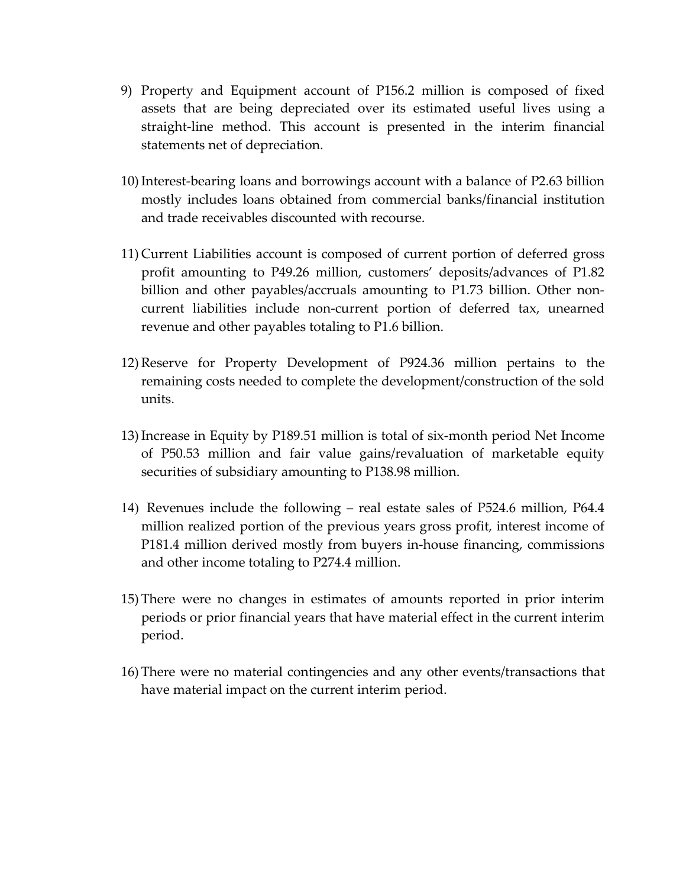9) Property and Equipment account of P156.2 million is composed of fixed assets that are being depreciated over its estimated useful lives using a straight-line method. This account is presented in the interim financial statements net of depreciation.

10) Interest-bearing loans and borrowings account with a balance of P2.63 billion mostly includes loans obtained from commercial banks/financial institution and trade receivables discounted with recourse.

11) Current Liabilities account is composed of current portion of deferred gross profit amounting to P49.26 million, customers' deposits/advances of P1.82 billion and other payables/accruals amounting to P1.73 billion. Other non-current liabilities include non-current portion of deferred tax, unearned revenue and other payables totaling to P1.6 billion.

12) Reserve for Property Development of P924.36 million pertains to the remaining costs needed to complete the development/construction of the sold units.

13) Increase in Equity by P189.51 million is total of six-month period Net Income of P50.53 million and fair value gains/revaluation of marketable equity securities of subsidiary amounting to P138.98 million.

14) Revenues include the following – real estate sales of P524.6 million, P64.4 million realized portion of the previous years gross profit, interest income of P181.4 million derived mostly from buyers in-house financing, commissions and other income totaling to P274.4 million.

15) There were no changes in estimates of amounts reported in prior interim periods or prior financial years that have material effect in the current interim period.

16) There were no material contingencies and any other events/transactions that have material impact on the current interim period.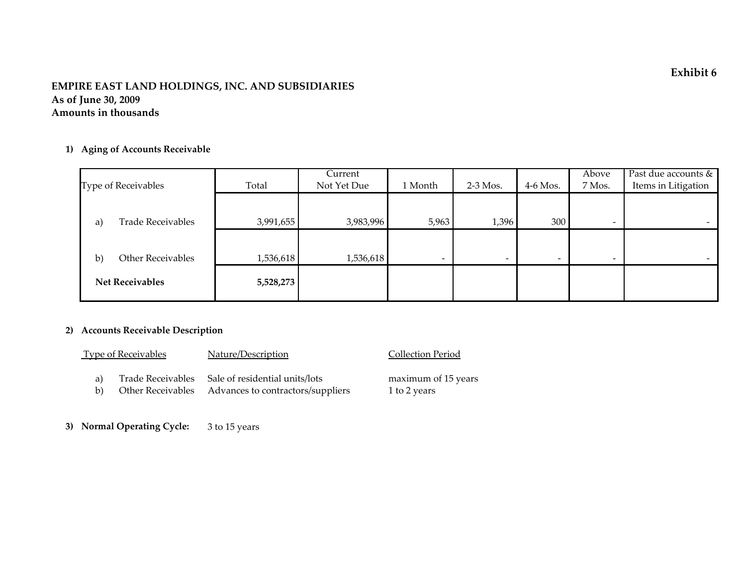**Exhibit 6**

**EMPIRE EAST LAND HOLDINGS, INC. AND SUBSIDIARIES**
**As of June 30, 2009**
**Amounts in thousands**

**1) Aging of Accounts Receivable**

| Type of Receivables | Total | Current Not Yet Due | 1 Month | 2-3 Mos. | 4-6 Mos. | Above 7 Mos. | Past due accounts & Items in Litigation |
|---|---|---|---|---|---|---|---|
| a) Trade Receivables | 3,991,655 | 3,983,996 | 5,963 | 1,396 | 300 | - | - |
| b) Other Receivables | 1,536,618 | 1,536,618 | - | - | - | - | - |
| **Net Receivables** | **5,528,273** | | | | | | |

**2) Accounts Receivable Description**

| Type of Receivables | Nature/Description | Collection Period |
|---|---|---|
| a) Trade Receivables | Sale of residential units/lots | maximum of 15 years |
| b) Other Receivables | Advances to contractors/suppliers | 1 to 2 years |

**3) Normal Operating Cycle:** 3 to 15 years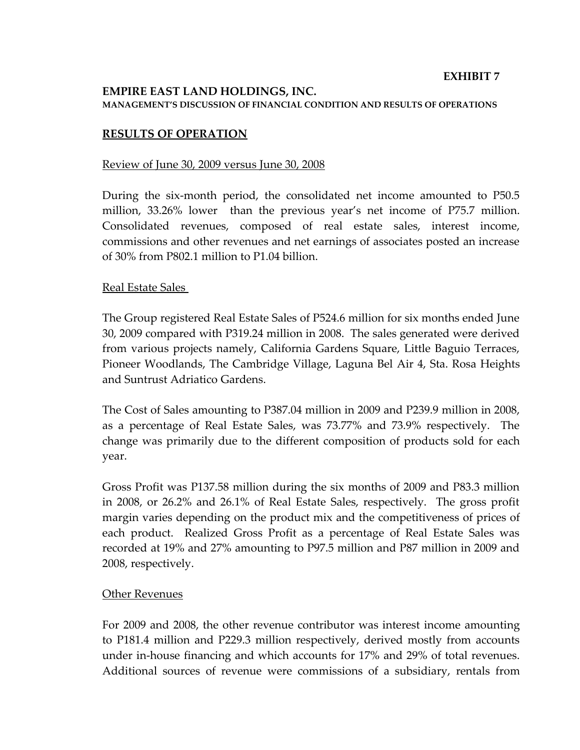**EXHIBIT 7**

**EMPIRE EAST LAND HOLDINGS, INC.**

**MANAGEMENT'S DISCUSSION OF FINANCIAL CONDITION AND RESULTS OF OPERATIONS**

## RESULTS OF OPERATION

Review of June 30, 2009 versus June 30, 2008

During the six-month period, the consolidated net income amounted to P50.5 million, 33.26% lower than the previous year's net income of P75.7 million. Consolidated revenues, composed of real estate sales, interest income, commissions and other revenues and net earnings of associates posted an increase of 30% from P802.1 million to P1.04 billion.

Real Estate Sales

The Group registered Real Estate Sales of P524.6 million for six months ended June 30, 2009 compared with P319.24 million in 2008. The sales generated were derived from various projects namely, California Gardens Square, Little Baguio Terraces, Pioneer Woodlands, The Cambridge Village, Laguna Bel Air 4, Sta. Rosa Heights and Suntrust Adriatico Gardens.

The Cost of Sales amounting to P387.04 million in 2009 and P239.9 million in 2008, as a percentage of Real Estate Sales, was 73.77% and 73.9% respectively. The change was primarily due to the different composition of products sold for each year.

Gross Profit was P137.58 million during the six months of 2009 and P83.3 million in 2008, or 26.2% and 26.1% of Real Estate Sales, respectively. The gross profit margin varies depending on the product mix and the competitiveness of prices of each product. Realized Gross Profit as a percentage of Real Estate Sales was recorded at 19% and 27% amounting to P97.5 million and P87 million in 2009 and 2008, respectively.

Other Revenues

For 2009 and 2008, the other revenue contributor was interest income amounting to P181.4 million and P229.3 million respectively, derived mostly from accounts under in-house financing and which accounts for 17% and 29% of total revenues. Additional sources of revenue were commissions of a subsidiary, rentals from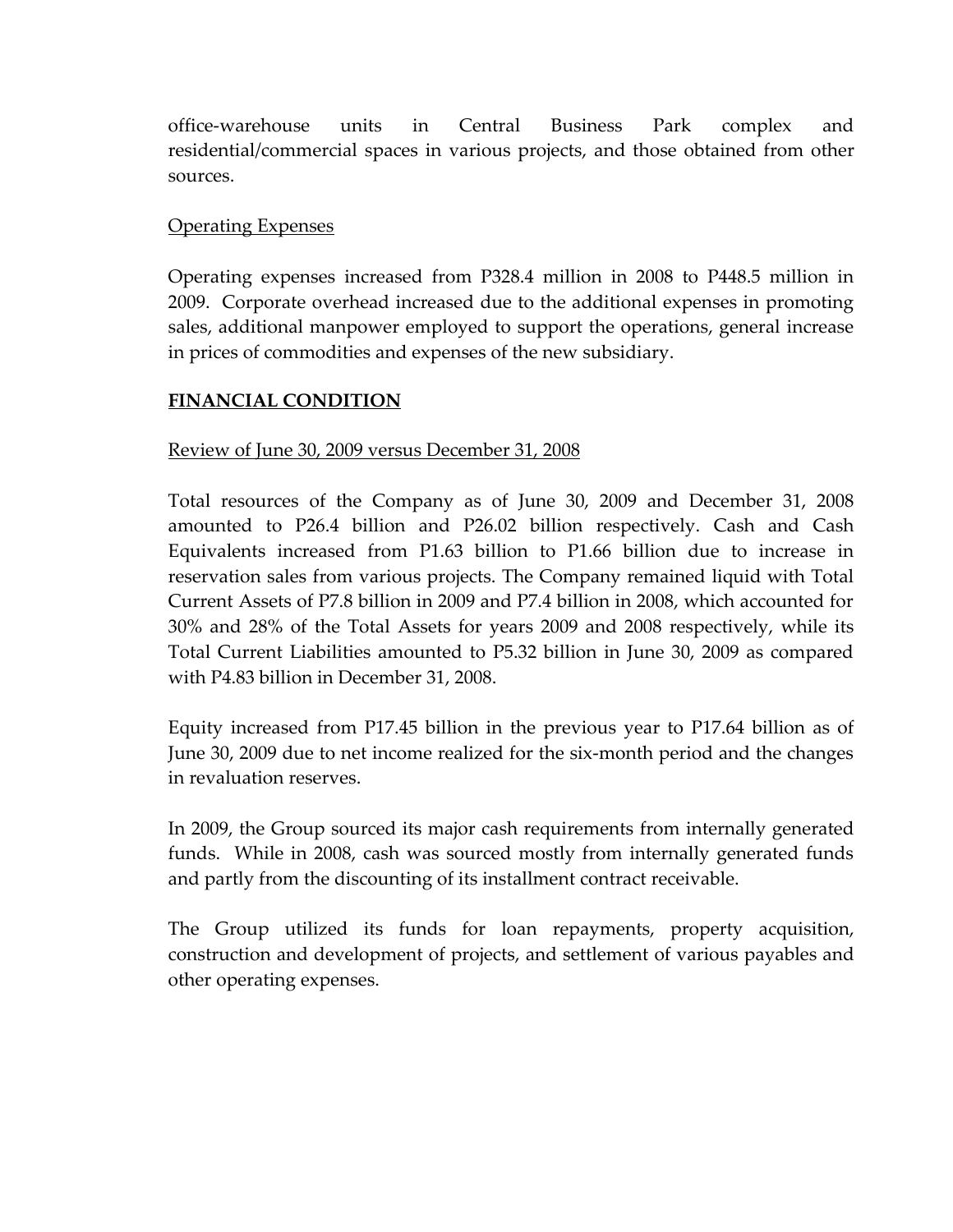office-warehouse units in Central Business Park complex and residential/commercial spaces in various projects, and those obtained from other sources.

Operating Expenses

Operating expenses increased from P328.4 million in 2008 to P448.5 million in 2009. Corporate overhead increased due to the additional expenses in promoting sales, additional manpower employed to support the operations, general increase in prices of commodities and expenses of the new subsidiary.

**FINANCIAL CONDITION**

Review of June 30, 2009 versus December 31, 2008

Total resources of the Company as of June 30, 2009 and December 31, 2008 amounted to P26.4 billion and P26.02 billion respectively. Cash and Cash Equivalents increased from P1.63 billion to P1.66 billion due to increase in reservation sales from various projects. The Company remained liquid with Total Current Assets of P7.8 billion in 2009 and P7.4 billion in 2008, which accounted for 30% and 28% of the Total Assets for years 2009 and 2008 respectively, while its Total Current Liabilities amounted to P5.32 billion in June 30, 2009 as compared with P4.83 billion in December 31, 2008.

Equity increased from P17.45 billion in the previous year to P17.64 billion as of June 30, 2009 due to net income realized for the six-month period and the changes in revaluation reserves.

In 2009, the Group sourced its major cash requirements from internally generated funds. While in 2008, cash was sourced mostly from internally generated funds and partly from the discounting of its installment contract receivable.

The Group utilized its funds for loan repayments, property acquisition, construction and development of projects, and settlement of various payables and other operating expenses.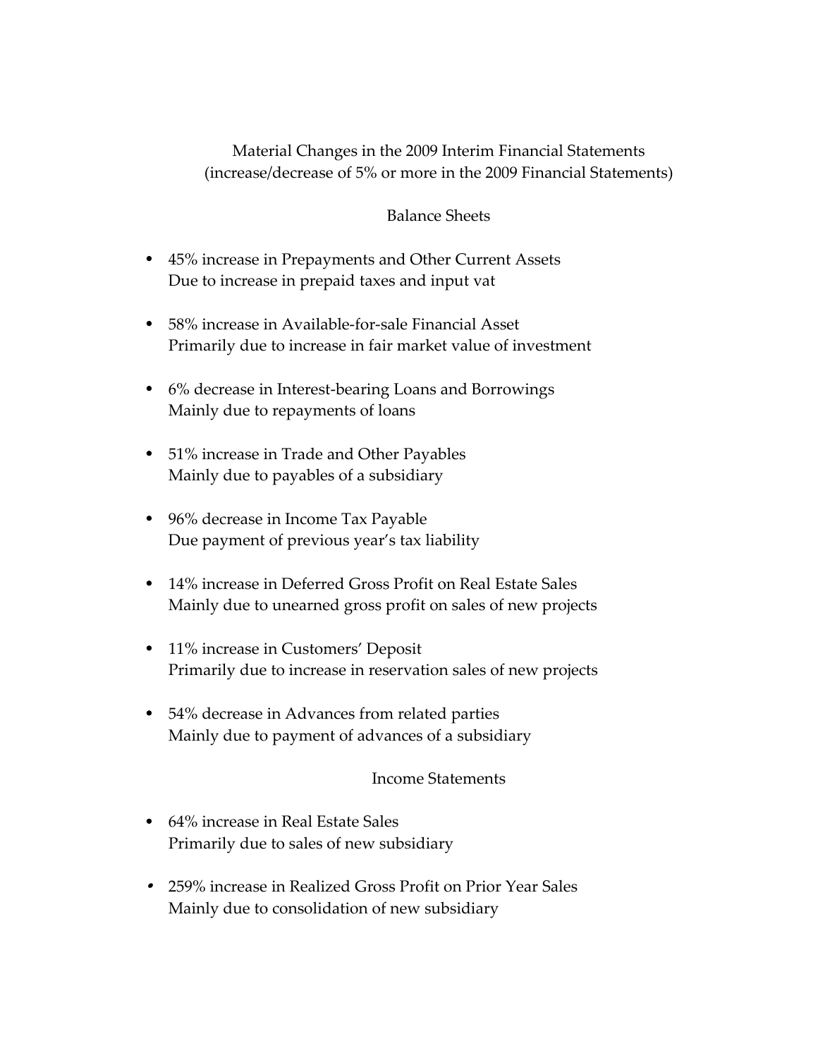# Material Changes in the 2009 Interim Financial Statements
(increase/decrease of 5% or more in the 2009 Financial Statements)

## Balance Sheets

- 45% increase in Prepayments and Other Current Assets
  Due to increase in prepaid taxes and input vat

- 58% increase in Available-for-sale Financial Asset
  Primarily due to increase in fair market value of investment

- 6% decrease in Interest-bearing Loans and Borrowings
  Mainly due to repayments of loans

- 51% increase in Trade and Other Payables
  Mainly due to payables of a subsidiary

- 96% decrease in Income Tax Payable
  Due payment of previous year's tax liability

- 14% increase in Deferred Gross Profit on Real Estate Sales
  Mainly due to unearned gross profit on sales of new projects

- 11% increase in Customers' Deposit
  Primarily due to increase in reservation sales of new projects

- 54% decrease in Advances from related parties
  Mainly due to payment of advances of a subsidiary

## Income Statements

- 64% increase in Real Estate Sales
  Primarily due to sales of new subsidiary

- 259% increase in Realized Gross Profit on Prior Year Sales
  Mainly due to consolidation of new subsidiary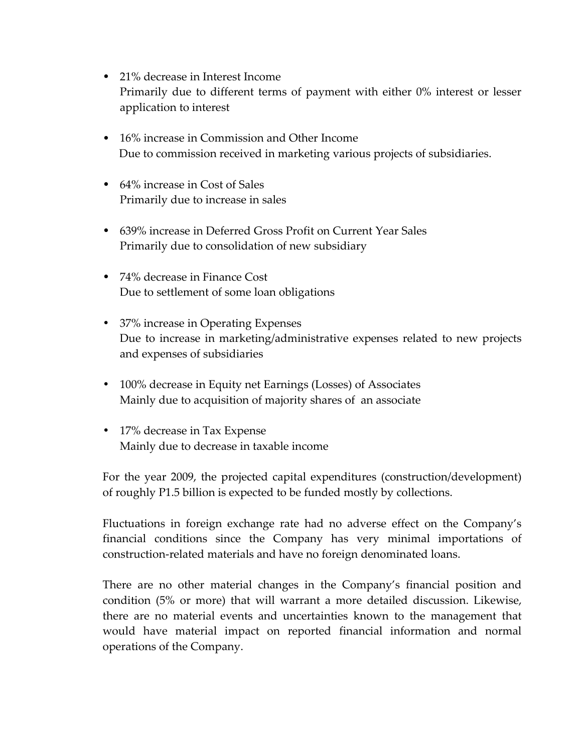- 21% decrease in Interest Income
  Primarily due to different terms of payment with either 0% interest or lesser application to interest

- 16% increase in Commission and Other Income
  Due to commission received in marketing various projects of subsidiaries.

- 64% increase in Cost of Sales
  Primarily due to increase in sales

- 639% increase in Deferred Gross Profit on Current Year Sales
  Primarily due to consolidation of new subsidiary

- 74% decrease in Finance Cost
  Due to settlement of some loan obligations

- 37% increase in Operating Expenses
  Due to increase in marketing/administrative expenses related to new projects and expenses of subsidiaries

- 100% decrease in Equity net Earnings (Losses) of Associates
  Mainly due to acquisition of majority shares of an associate

- 17% decrease in Tax Expense
  Mainly due to decrease in taxable income

For the year 2009, the projected capital expenditures (construction/development) of roughly P1.5 billion is expected to be funded mostly by collections.

Fluctuations in foreign exchange rate had no adverse effect on the Company's financial conditions since the Company has very minimal importations of construction-related materials and have no foreign denominated loans.

There are no other material changes in the Company's financial position and condition (5% or more) that will warrant a more detailed discussion. Likewise, there are no material events and uncertainties known to the management that would have material impact on reported financial information and normal operations of the Company.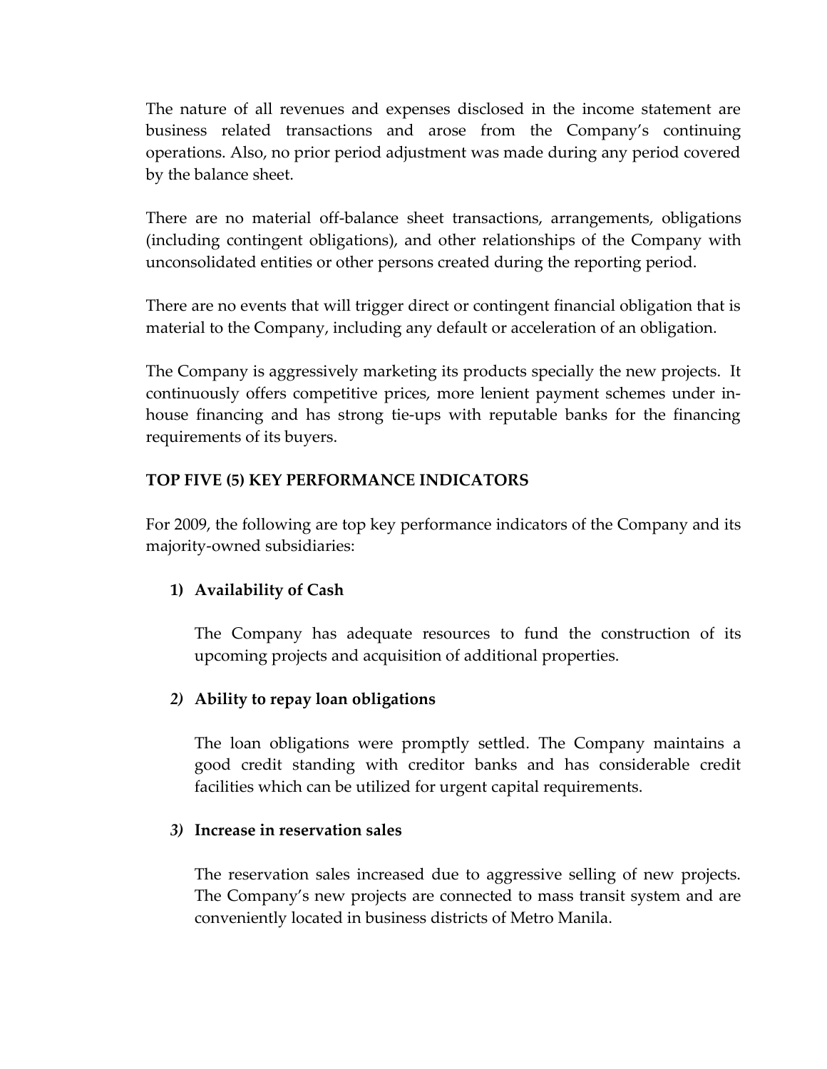The nature of all revenues and expenses disclosed in the income statement are business related transactions and arose from the Company's continuing operations. Also, no prior period adjustment was made during any period covered by the balance sheet.

There are no material off-balance sheet transactions, arrangements, obligations (including contingent obligations), and other relationships of the Company with unconsolidated entities or other persons created during the reporting period.

There are no events that will trigger direct or contingent financial obligation that is material to the Company, including any default or acceleration of an obligation.

The Company is aggressively marketing its products specially the new projects. It continuously offers competitive prices, more lenient payment schemes under in-house financing and has strong tie-ups with reputable banks for the financing requirements of its buyers.

**TOP FIVE (5) KEY PERFORMANCE INDICATORS**

For 2009, the following are top key performance indicators of the Company and its majority-owned subsidiaries:

1) **Availability of Cash**

   The Company has adequate resources to fund the construction of its upcoming projects and acquisition of additional properties.

2) **Ability to repay loan obligations**

   The loan obligations were promptly settled. The Company maintains a good credit standing with creditor banks and has considerable credit facilities which can be utilized for urgent capital requirements.

3) **Increase in reservation sales**

   The reservation sales increased due to aggressive selling of new projects. The Company's new projects are connected to mass transit system and are conveniently located in business districts of Metro Manila.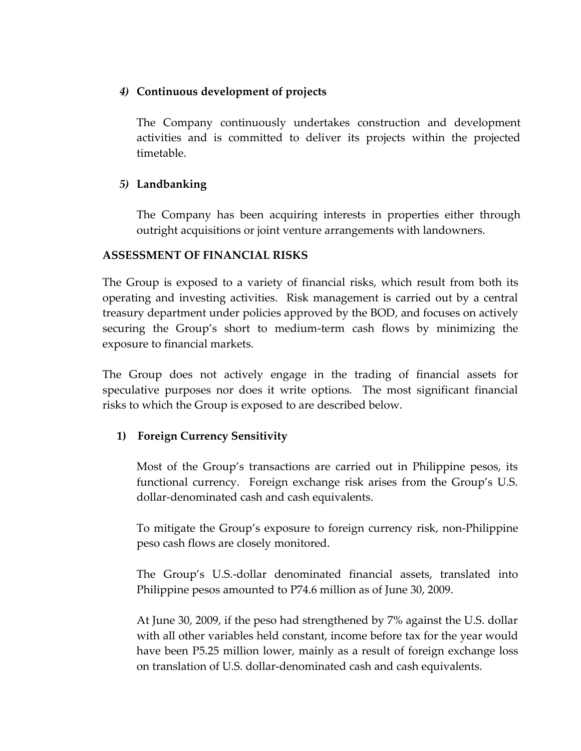4) **Continuous development of projects**

The Company continuously undertakes construction and development activities and is committed to deliver its projects within the projected timetable.

5) **Landbanking**

The Company has been acquiring interests in properties either through outright acquisitions or joint venture arrangements with landowners.

**ASSESSMENT OF FINANCIAL RISKS**

The Group is exposed to a variety of financial risks, which result from both its operating and investing activities. Risk management is carried out by a central treasury department under policies approved by the BOD, and focuses on actively securing the Group's short to medium-term cash flows by minimizing the exposure to financial markets.

The Group does not actively engage in the trading of financial assets for speculative purposes nor does it write options. The most significant financial risks to which the Group is exposed to are described below.

1) **Foreign Currency Sensitivity**

Most of the Group's transactions are carried out in Philippine pesos, its functional currency. Foreign exchange risk arises from the Group's U.S. dollar-denominated cash and cash equivalents.

To mitigate the Group's exposure to foreign currency risk, non-Philippine peso cash flows are closely monitored.

The Group's U.S.-dollar denominated financial assets, translated into Philippine pesos amounted to P74.6 million as of June 30, 2009.

At June 30, 2009, if the peso had strengthened by 7% against the U.S. dollar with all other variables held constant, income before tax for the year would have been P5.25 million lower, mainly as a result of foreign exchange loss on translation of U.S. dollar-denominated cash and cash equivalents.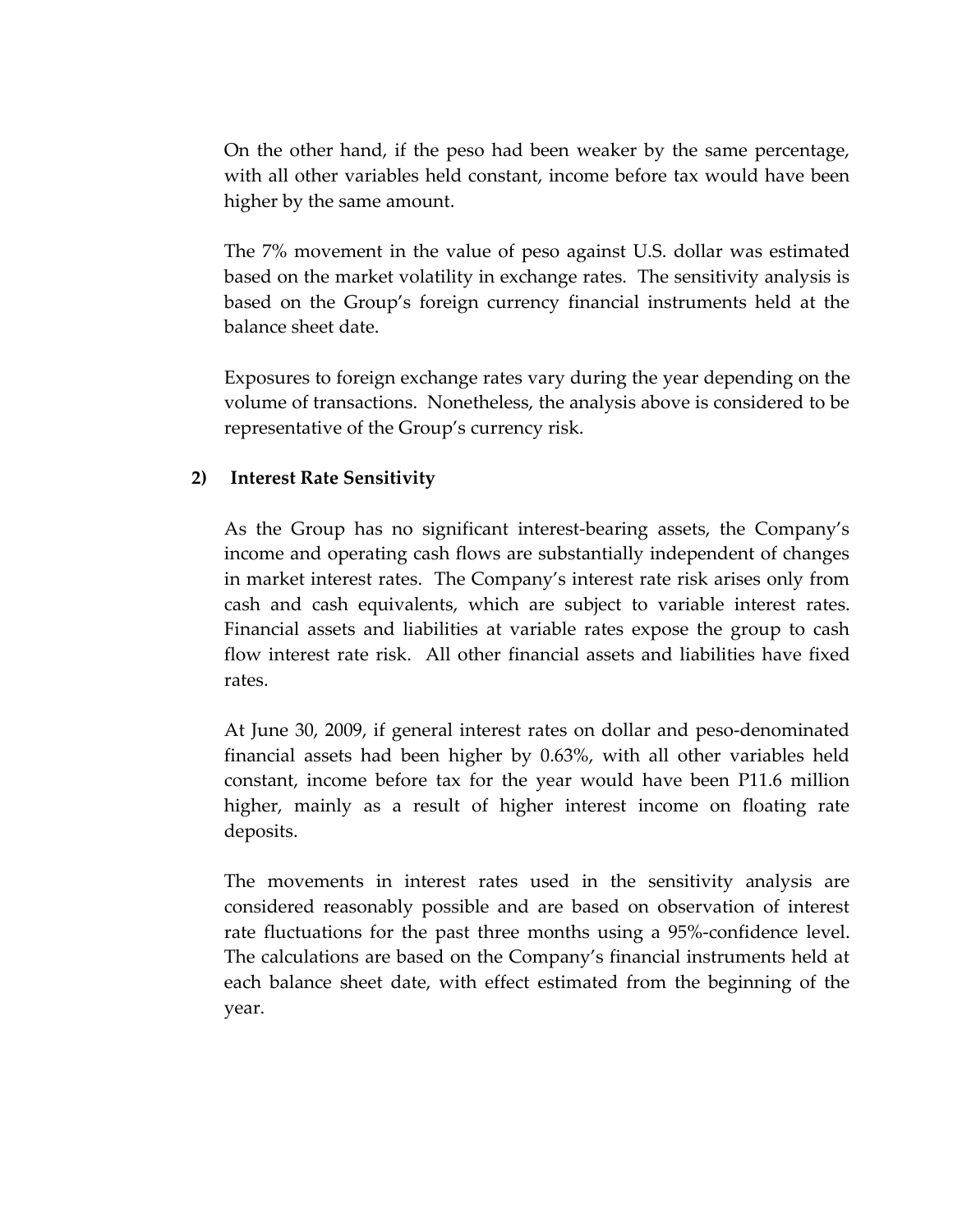On the other hand, if the peso had been weaker by the same percentage, with all other variables held constant, income before tax would have been higher by the same amount.

The 7% movement in the value of peso against U.S. dollar was estimated based on the market volatility in exchange rates. The sensitivity analysis is based on the Group's foreign currency financial instruments held at the balance sheet date.

Exposures to foreign exchange rates vary during the year depending on the volume of transactions. Nonetheless, the analysis above is considered to be representative of the Group's currency risk.

**2) Interest Rate Sensitivity**

As the Group has no significant interest-bearing assets, the Company's income and operating cash flows are substantially independent of changes in market interest rates. The Company's interest rate risk arises only from cash and cash equivalents, which are subject to variable interest rates. Financial assets and liabilities at variable rates expose the group to cash flow interest rate risk. All other financial assets and liabilities have fixed rates.

At June 30, 2009, if general interest rates on dollar and peso-denominated financial assets had been higher by 0.63%, with all other variables held constant, income before tax for the year would have been P11.6 million higher, mainly as a result of higher interest income on floating rate deposits.

The movements in interest rates used in the sensitivity analysis are considered reasonably possible and are based on observation of interest rate fluctuations for the past three months using a 95%-confidence level. The calculations are based on the Company's financial instruments held at each balance sheet date, with effect estimated from the beginning of the year.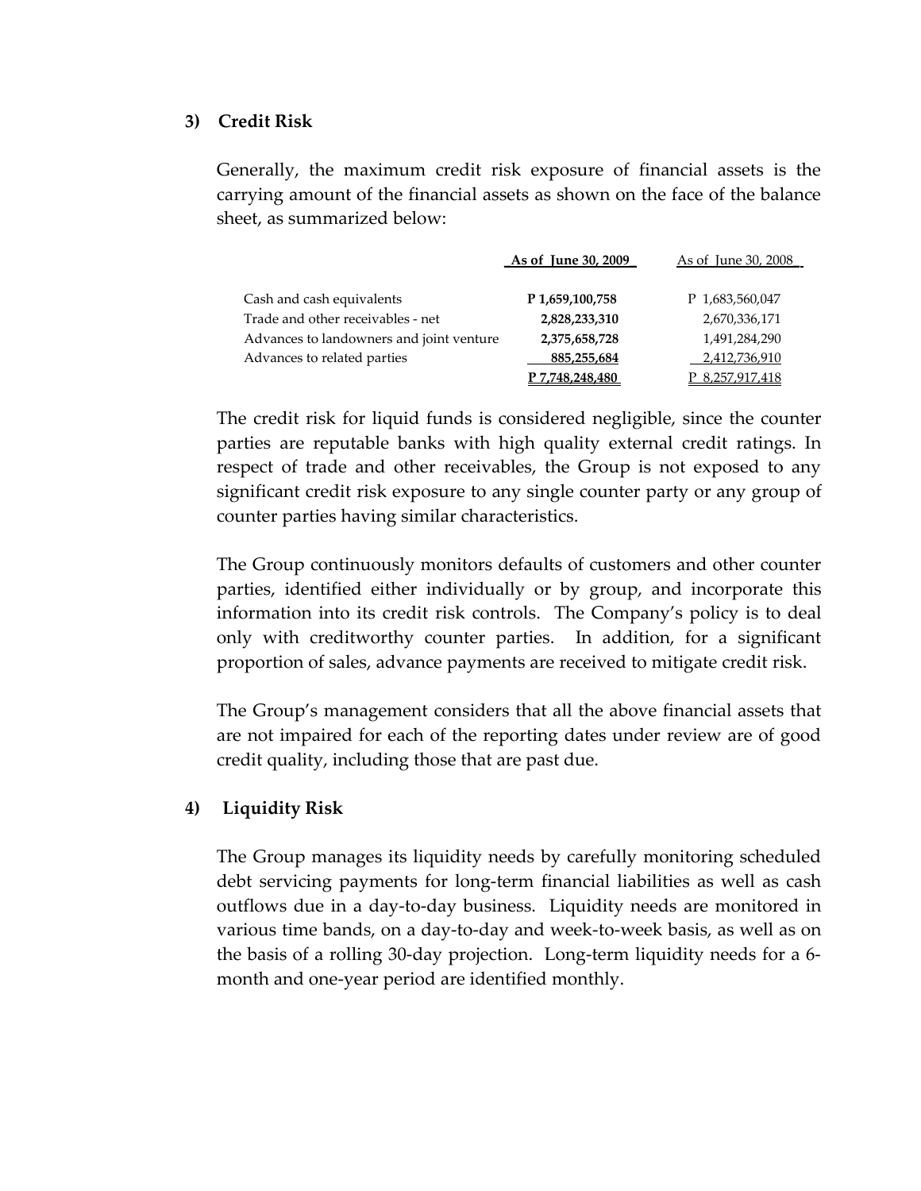### 3) Credit Risk

Generally, the maximum credit risk exposure of financial assets is the carrying amount of the financial assets as shown on the face of the balance sheet, as summarized below:

| | As of June 30, 2009 | As of June 30, 2008 |
|---|---|---|
| Cash and cash equivalents | **P 1,659,100,758** | P 1,683,560,047 |
| Trade and other receivables - net | **2,828,233,310** | 2,670,336,171 |
| Advances to landowners and joint venture | **2,375,658,728** | 1,491,284,290 |
| Advances to related parties | **885,255,684** | 2,412,736,910 |
| | **P 7,748,248,480** | P 8,257,917,418 |

The credit risk for liquid funds is considered negligible, since the counter parties are reputable banks with high quality external credit ratings. In respect of trade and other receivables, the Group is not exposed to any significant credit risk exposure to any single counter party or any group of counter parties having similar characteristics.

The Group continuously monitors defaults of customers and other counter parties, identified either individually or by group, and incorporate this information into its credit risk controls. The Company's policy is to deal only with creditworthy counter parties. In addition, for a significant proportion of sales, advance payments are received to mitigate credit risk.

The Group's management considers that all the above financial assets that are not impaired for each of the reporting dates under review are of good credit quality, including those that are past due.

### 4) Liquidity Risk

The Group manages its liquidity needs by carefully monitoring scheduled debt servicing payments for long-term financial liabilities as well as cash outflows due in a day-to-day business. Liquidity needs are monitored in various time bands, on a day-to-day and week-to-week basis, as well as on the basis of a rolling 30-day projection. Long-term liquidity needs for a 6-month and one-year period are identified monthly.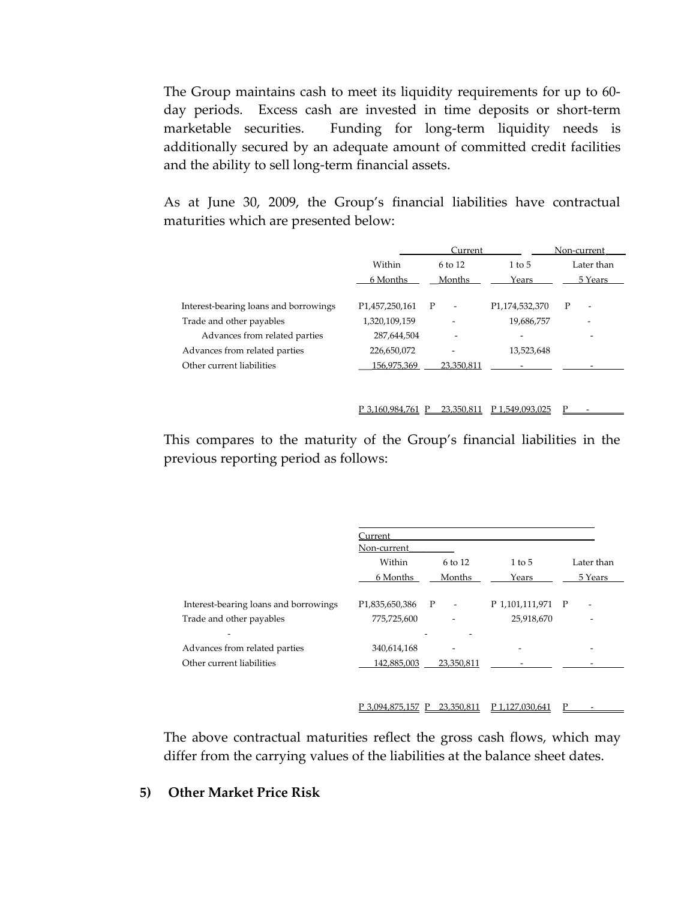The Group maintains cash to meet its liquidity requirements for up to 60-day periods. Excess cash are invested in time deposits or short-term marketable securities. Funding for long-term liquidity needs is additionally secured by an adequate amount of committed credit facilities and the ability to sell long-term financial assets.

As at June 30, 2009, the Group's financial liabilities have contractual maturities which are presented below:

| | Current | | Non-current | |
|---|---|---|---|---|
| | Within 6 Months | 6 to 12 Months | 1 to 5 Years | Later than 5 Years |
| Interest-bearing loans and borrowings | P1,457,250,161 | P - | P1,174,532,370 | P - |
| Trade and other payables | 1,320,109,159 | - | 19,686,757 | - |
| Advances from related parties | 287,644,504 | - | - | - |
| Advances from related parties | 226,650,072 | - | 13,523,648 | |
| Other current liabilities | 156,975,369 | 23,350,811 | - | - |
| | P 3,160,984,761 | P 23,350,811 | P 1,549,093,025 | P - |

This compares to the maturity of the Group's financial liabilities in the previous reporting period as follows:

| | Current | | Non-current | |
|---|---|---|---|---|
| | Within 6 Months | 6 to 12 Months | 1 to 5 Years | Later than 5 Years |
| Interest-bearing loans and borrowings | P1,835,650,386 | P - | P 1,101,111,971 | P - |
| Trade and other payables | 775,725,600 | - | 25,918,670 | - |
| - | - | - | | |
| Advances from related parties | 340,614,168 | - | - | - |
| Other current liabilities | 142,885,003 | 23,350,811 | - | - |
| | P 3,094,875,157 | P 23,350,811 | P 1,127,030,641 | P - |

The above contractual maturities reflect the gross cash flows, which may differ from the carrying values of the liabilities at the balance sheet dates.

**5) Other Market Price Risk**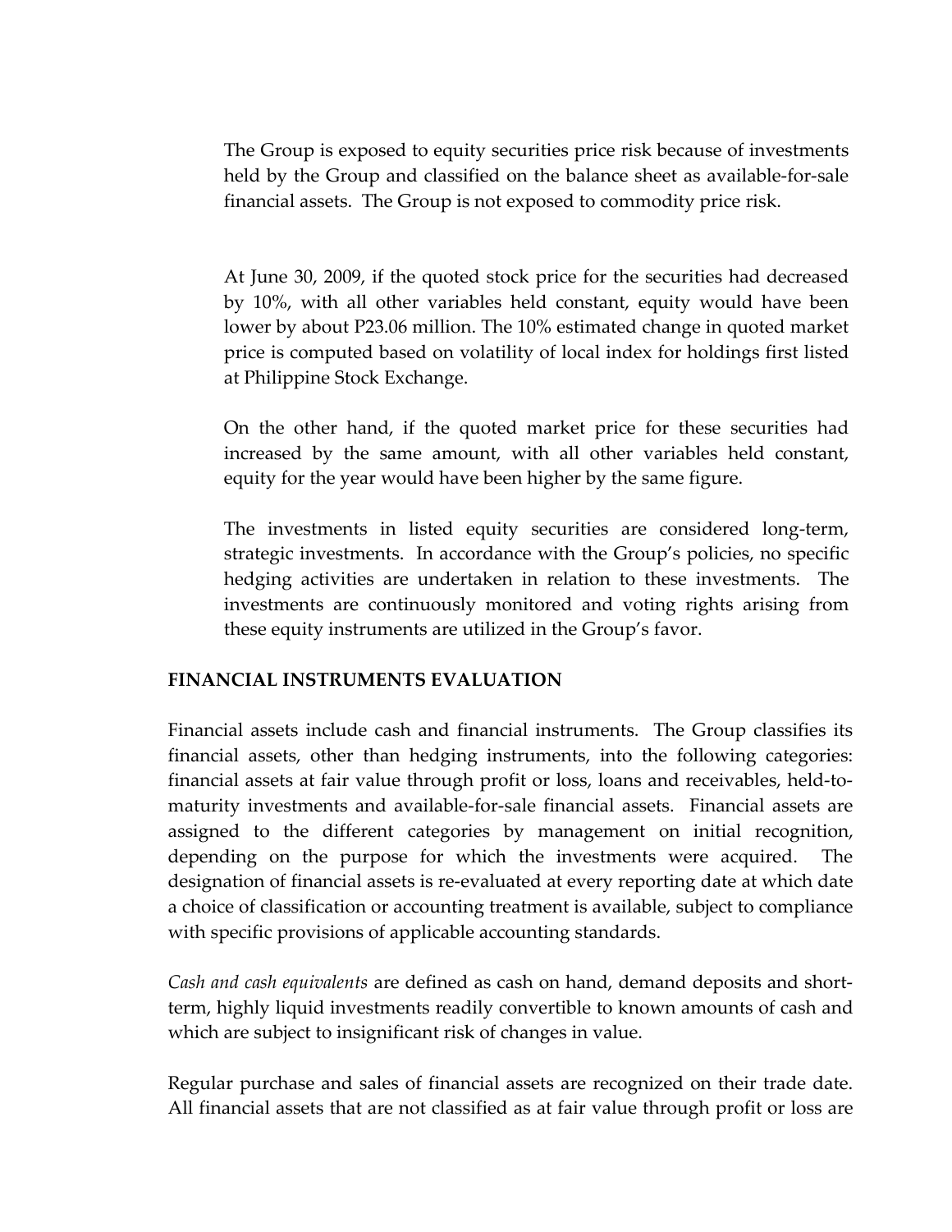The Group is exposed to equity securities price risk because of investments held by the Group and classified on the balance sheet as available-for-sale financial assets. The Group is not exposed to commodity price risk.

At June 30, 2009, if the quoted stock price for the securities had decreased by 10%, with all other variables held constant, equity would have been lower by about P23.06 million. The 10% estimated change in quoted market price is computed based on volatility of local index for holdings first listed at Philippine Stock Exchange.

On the other hand, if the quoted market price for these securities had increased by the same amount, with all other variables held constant, equity for the year would have been higher by the same figure.

The investments in listed equity securities are considered long-term, strategic investments. In accordance with the Group's policies, no specific hedging activities are undertaken in relation to these investments. The investments are continuously monitored and voting rights arising from these equity instruments are utilized in the Group's favor.

## FINANCIAL INSTRUMENTS EVALUATION

Financial assets include cash and financial instruments. The Group classifies its financial assets, other than hedging instruments, into the following categories: financial assets at fair value through profit or loss, loans and receivables, held-to-maturity investments and available-for-sale financial assets. Financial assets are assigned to the different categories by management on initial recognition, depending on the purpose for which the investments were acquired. The designation of financial assets is re-evaluated at every reporting date at which date a choice of classification or accounting treatment is available, subject to compliance with specific provisions of applicable accounting standards.

*Cash and cash equivalents* are defined as cash on hand, demand deposits and short-term, highly liquid investments readily convertible to known amounts of cash and which are subject to insignificant risk of changes in value.

Regular purchase and sales of financial assets are recognized on their trade date. All financial assets that are not classified as at fair value through profit or loss are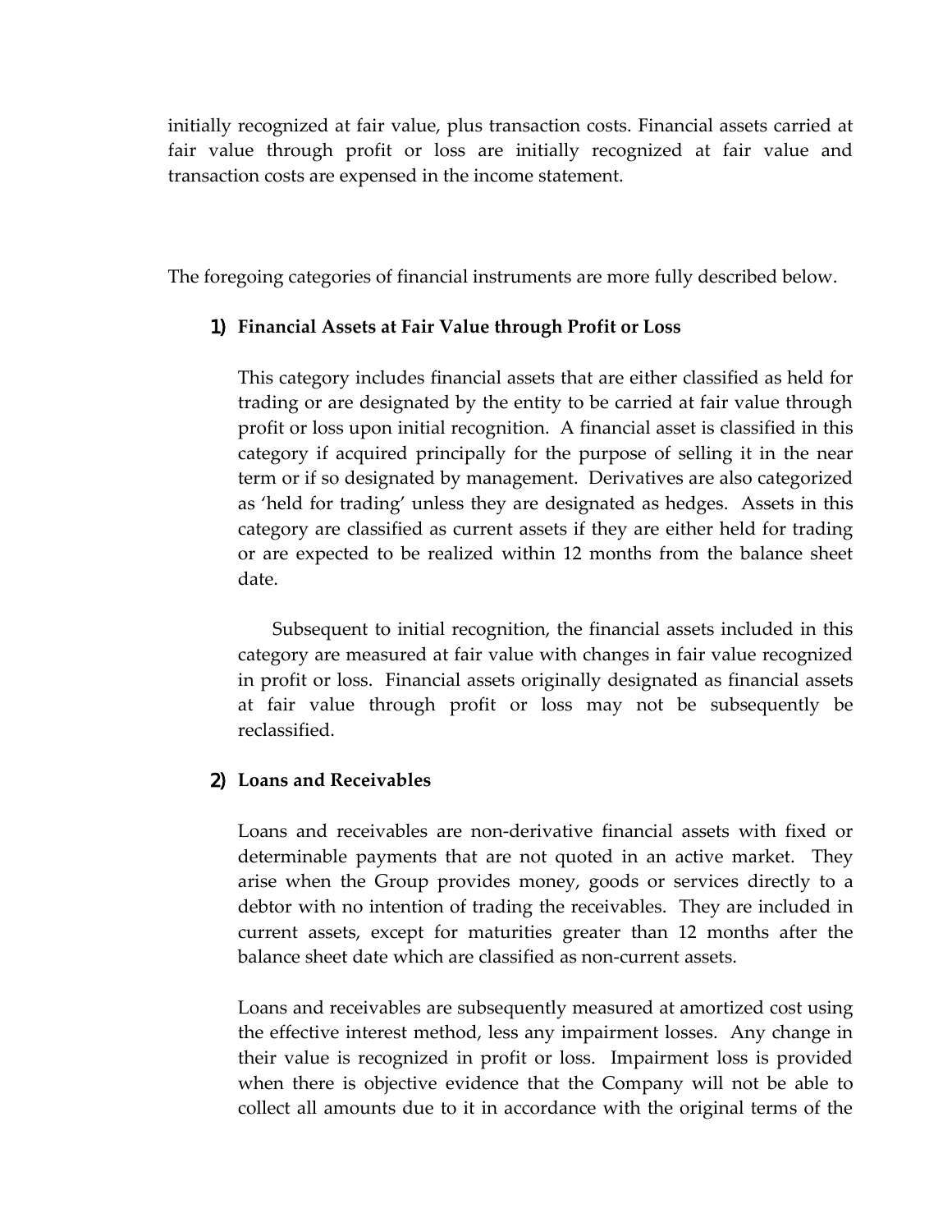initially recognized at fair value, plus transaction costs. Financial assets carried at fair value through profit or loss are initially recognized at fair value and transaction costs are expensed in the income statement.

The foregoing categories of financial instruments are more fully described below.

1) **Financial Assets at Fair Value through Profit or Loss**

   This category includes financial assets that are either classified as held for trading or are designated by the entity to be carried at fair value through profit or loss upon initial recognition. A financial asset is classified in this category if acquired principally for the purpose of selling it in the near term or if so designated by management. Derivatives are also categorized as 'held for trading' unless they are designated as hedges. Assets in this category are classified as current assets if they are either held for trading or are expected to be realized within 12 months from the balance sheet date.

   Subsequent to initial recognition, the financial assets included in this category are measured at fair value with changes in fair value recognized in profit or loss. Financial assets originally designated as financial assets at fair value through profit or loss may not be subsequently be reclassified.

2) **Loans and Receivables**

   Loans and receivables are non-derivative financial assets with fixed or determinable payments that are not quoted in an active market. They arise when the Group provides money, goods or services directly to a debtor with no intention of trading the receivables. They are included in current assets, except for maturities greater than 12 months after the balance sheet date which are classified as non-current assets.

   Loans and receivables are subsequently measured at amortized cost using the effective interest method, less any impairment losses. Any change in their value is recognized in profit or loss. Impairment loss is provided when there is objective evidence that the Company will not be able to collect all amounts due to it in accordance with the original terms of the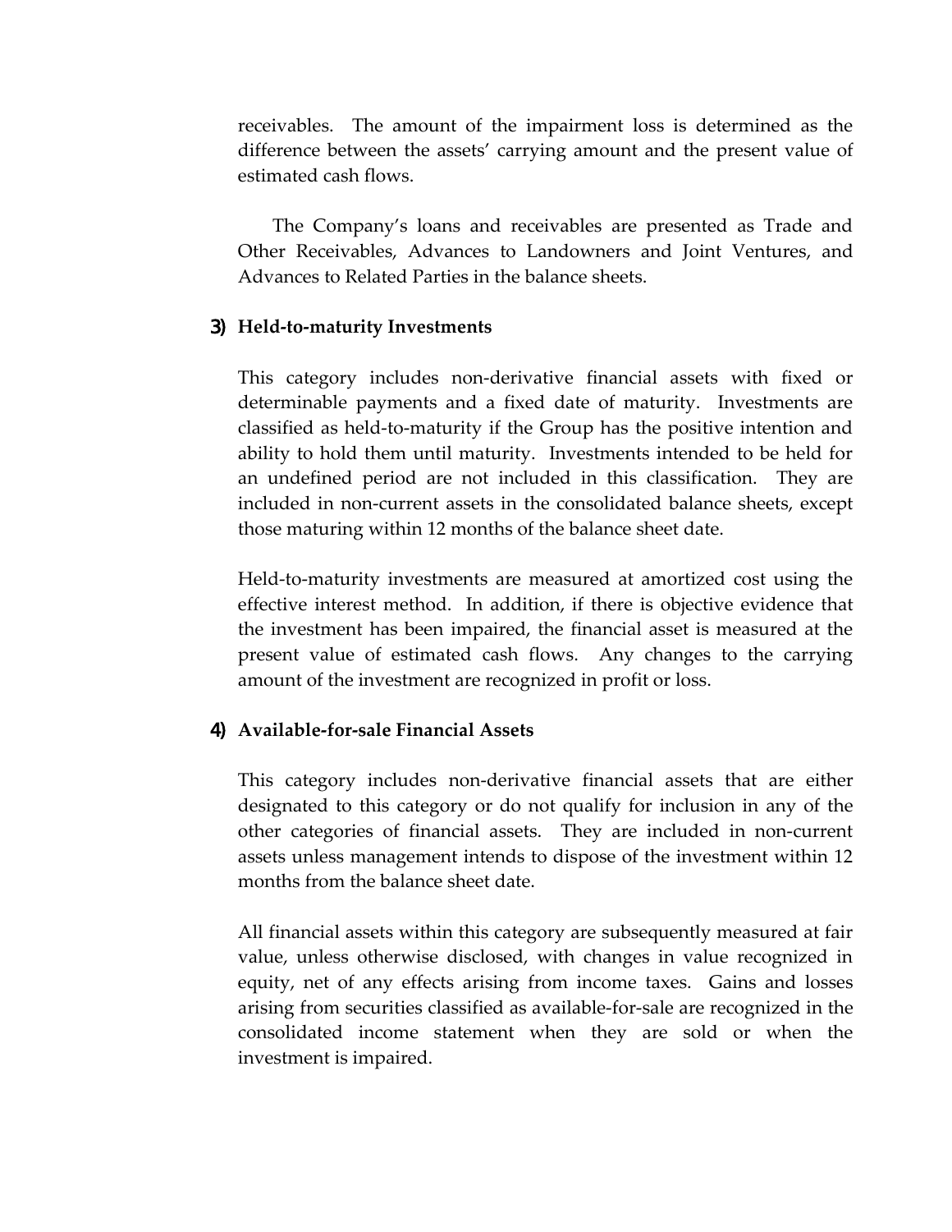receivables. The amount of the impairment loss is determined as the difference between the assets' carrying amount and the present value of estimated cash flows.

The Company's loans and receivables are presented as Trade and Other Receivables, Advances to Landowners and Joint Ventures, and Advances to Related Parties in the balance sheets.

**3) Held-to-maturity Investments**

This category includes non-derivative financial assets with fixed or determinable payments and a fixed date of maturity. Investments are classified as held-to-maturity if the Group has the positive intention and ability to hold them until maturity. Investments intended to be held for an undefined period are not included in this classification. They are included in non-current assets in the consolidated balance sheets, except those maturing within 12 months of the balance sheet date.

Held-to-maturity investments are measured at amortized cost using the effective interest method. In addition, if there is objective evidence that the investment has been impaired, the financial asset is measured at the present value of estimated cash flows. Any changes to the carrying amount of the investment are recognized in profit or loss.

**4) Available-for-sale Financial Assets**

This category includes non-derivative financial assets that are either designated to this category or do not qualify for inclusion in any of the other categories of financial assets. They are included in non-current assets unless management intends to dispose of the investment within 12 months from the balance sheet date.

All financial assets within this category are subsequently measured at fair value, unless otherwise disclosed, with changes in value recognized in equity, net of any effects arising from income taxes. Gains and losses arising from securities classified as available-for-sale are recognized in the consolidated income statement when they are sold or when the investment is impaired.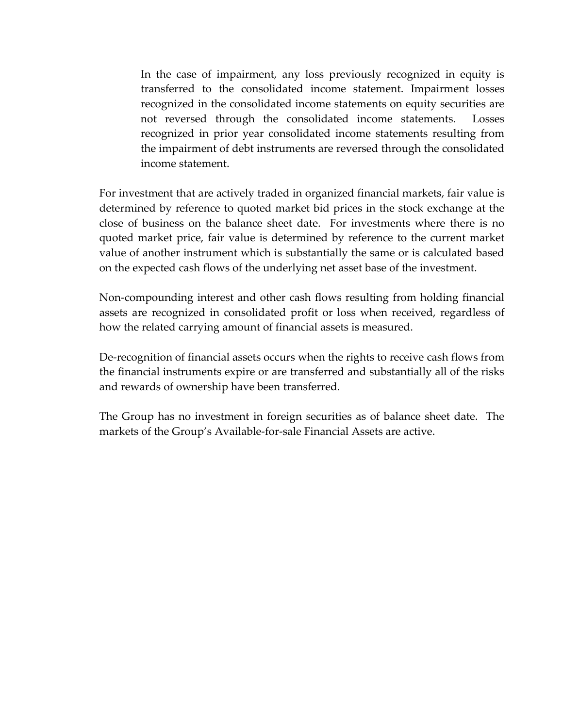In the case of impairment, any loss previously recognized in equity is transferred to the consolidated income statement. Impairment losses recognized in the consolidated income statements on equity securities are not reversed through the consolidated income statements. Losses recognized in prior year consolidated income statements resulting from the impairment of debt instruments are reversed through the consolidated income statement.

For investment that are actively traded in organized financial markets, fair value is determined by reference to quoted market bid prices in the stock exchange at the close of business on the balance sheet date. For investments where there is no quoted market price, fair value is determined by reference to the current market value of another instrument which is substantially the same or is calculated based on the expected cash flows of the underlying net asset base of the investment.

Non-compounding interest and other cash flows resulting from holding financial assets are recognized in consolidated profit or loss when received, regardless of how the related carrying amount of financial assets is measured.

De-recognition of financial assets occurs when the rights to receive cash flows from the financial instruments expire or are transferred and substantially all of the risks and rewards of ownership have been transferred.

The Group has no investment in foreign securities as of balance sheet date. The markets of the Group's Available-for-sale Financial Assets are active.